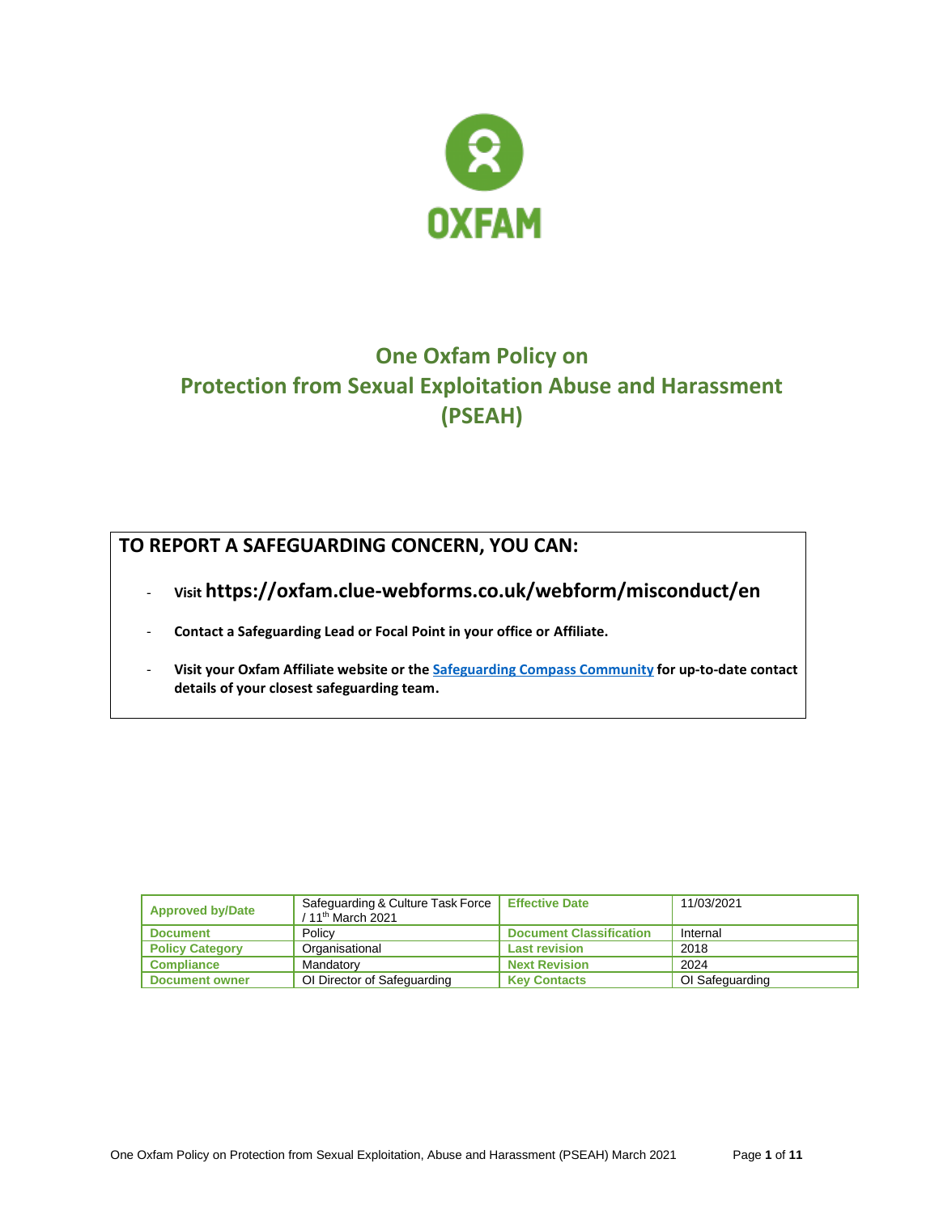OXFAM

# One Oxfam Policy on Protection from Sexual Exploitation Abuse and Harassment (PSEAH)

## TO REPORT A SAFEGUARDING CONCERN, YOU CAN:

- **Visit https://oxfam.clue-webforms.co.uk/webform/misconduct/en**
- **Contact a Safeguarding Lead or Focal Point in your office or Affiliate.**
- **Visit your Oxfam Affiliate website or the Safeguarding Compass Community for up-to-date contact details of your closest safeguarding team.**

| **Approved by/Date** | Safeguarding & Culture Task Force / 11th March 2021 | **Effective Date** | 11/03/2021 |
|---|---|---|---|
| **Document** | Policy | **Document Classification** | Internal |
| **Policy Category** | Organisational | **Last revision** | 2018 |
| **Compliance** | Mandatory | **Next Revision** | 2024 |
| **Document owner** | OI Director of Safeguarding | **Key Contacts** | OI Safeguarding |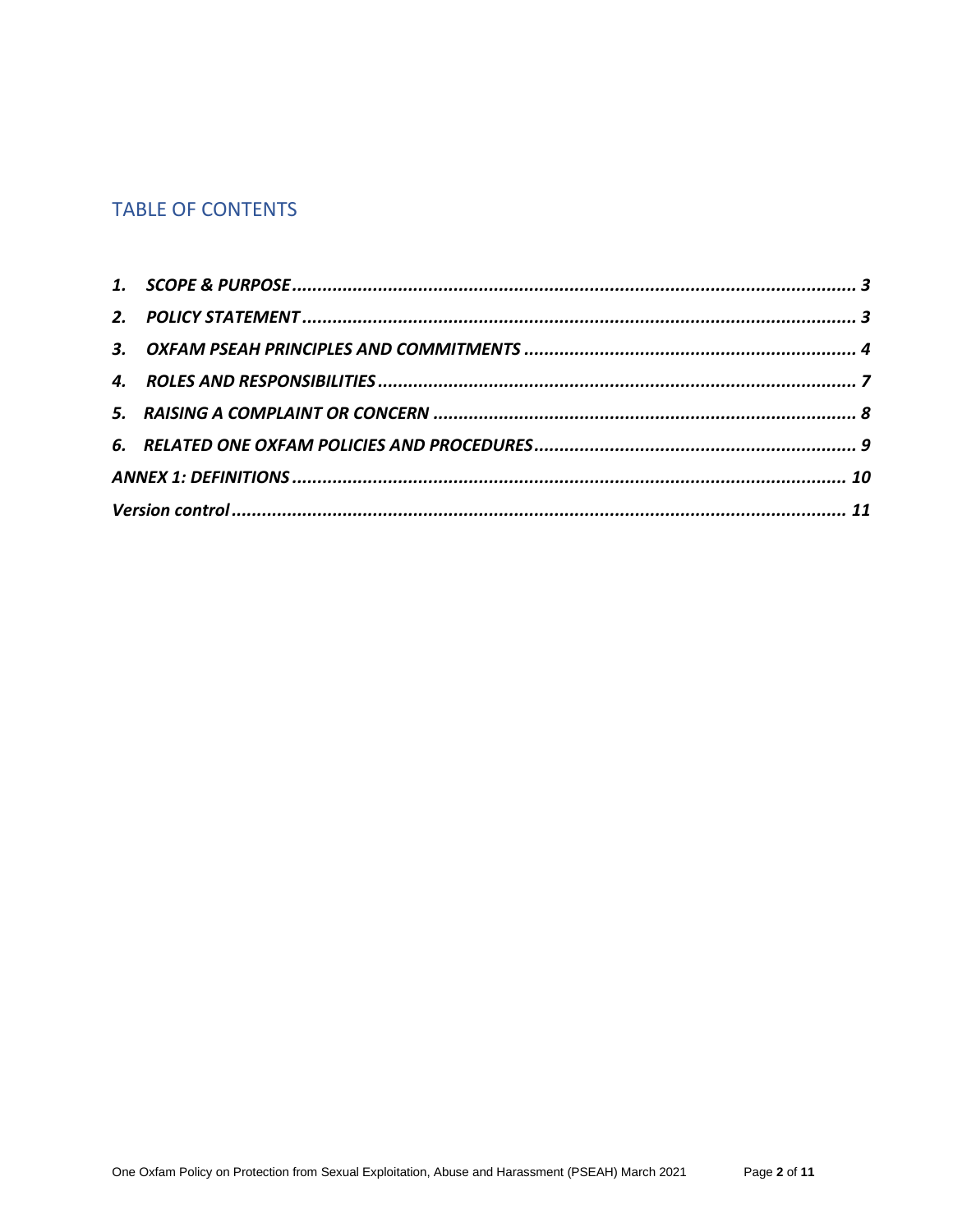## TABLE OF CONTENTS

*1. SCOPE & PURPOSE ........................................................................................................ 3*

*2. POLICY STATEMENT ..................................................................................................... 3*

*3. OXFAM PSEAH PRINCIPLES AND COMMITMENTS ........................................................ 4*

*4. ROLES AND RESPONSIBILITIES .................................................................................... 7*

*5. RAISING A COMPLAINT OR CONCERN .......................................................................... 8*

*6. RELATED ONE OXFAM POLICIES AND PROCEDURES ....................................................... 9*

*ANNEX 1: DEFINITIONS ..................................................................................................... 10*

*Version control ................................................................................................................ 11*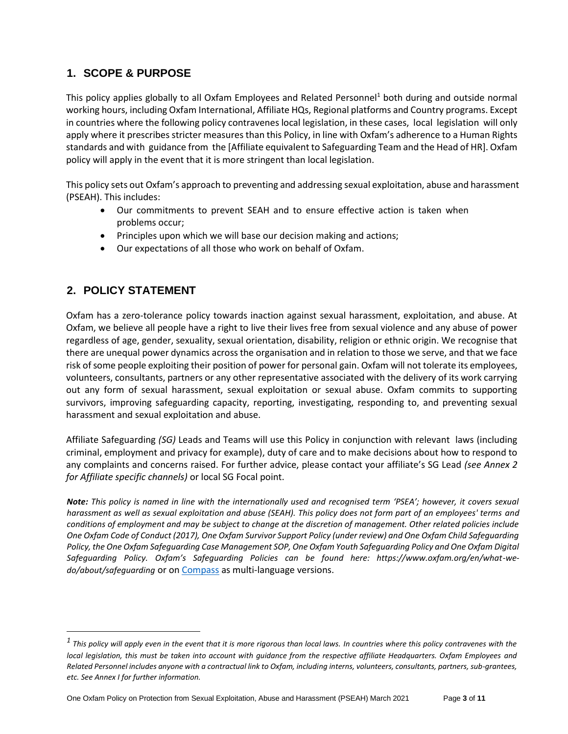## 1. SCOPE & PURPOSE

This policy applies globally to all Oxfam Employees and Related Personnel[1] both during and outside normal working hours, including Oxfam International, Affiliate HQs, Regional platforms and Country programs. Except in countries where the following policy contravenes local legislation, in these cases, local legislation will only apply where it prescribes stricter measures than this Policy, in line with Oxfam's adherence to a Human Rights standards and with guidance from the [Affiliate equivalent to Safeguarding Team and the Head of HR]. Oxfam policy will apply in the event that it is more stringent than local legislation.

This policy sets out Oxfam's approach to preventing and addressing sexual exploitation, abuse and harassment (PSEAH). This includes:

- Our commitments to prevent SEAH and to ensure effective action is taken when problems occur;
- Principles upon which we will base our decision making and actions;
- Our expectations of all those who work on behalf of Oxfam.

## 2. POLICY STATEMENT

Oxfam has a zero-tolerance policy towards inaction against sexual harassment, exploitation, and abuse. At Oxfam, we believe all people have a right to live their lives free from sexual violence and any abuse of power regardless of age, gender, sexuality, sexual orientation, disability, religion or ethnic origin. We recognise that there are unequal power dynamics across the organisation and in relation to those we serve, and that we face risk of some people exploiting their position of power for personal gain. Oxfam will not tolerate its employees, volunteers, consultants, partners or any other representative associated with the delivery of its work carrying out any form of sexual harassment, sexual exploitation or sexual abuse. Oxfam commits to supporting survivors, improving safeguarding capacity, reporting, investigating, responding to, and preventing sexual harassment and sexual exploitation and abuse.

Affiliate Safeguarding *(SG)* Leads and Teams will use this Policy in conjunction with relevant laws (including criminal, employment and privacy for example), duty of care and to make decisions about how to respond to any complaints and concerns raised. For further advice, please contact your affiliate's SG Lead *(see Annex 2 for Affiliate specific channels)* or local SG Focal point.

***Note:*** *This policy is named in line with the internationally used and recognised term 'PSEA'; however, it covers sexual harassment as well as sexual exploitation and abuse (SEAH). This policy does not form part of an employees' terms and conditions of employment and may be subject to change at the discretion of management. Other related policies include One Oxfam Code of Conduct (2017), One Oxfam Survivor Support Policy (under review) and One Oxfam Child Safeguarding Policy, the One Oxfam Safeguarding Case Management SOP, One Oxfam Youth Safeguarding Policy and One Oxfam Digital Safeguarding Policy. Oxfam's Safeguarding Policies can be found here: https://www.oxfam.org/en/what-we-do/about/safeguarding* or on [Compass](Compass) as multi-language versions.

---

[1] *This policy will apply even in the event that it is more rigorous than local laws. In countries where this policy contravenes with the local legislation, this must be taken into account with guidance from the respective affiliate Headquarters. Oxfam Employees and Related Personnel includes anyone with a contractual link to Oxfam, including interns, volunteers, consultants, partners, sub-grantees, etc. See Annex I for further information.*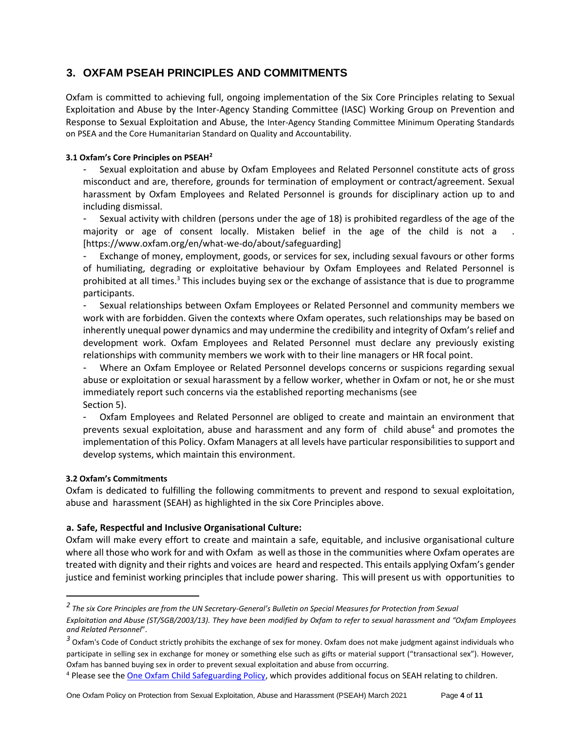## 3. OXFAM PSEAH PRINCIPLES AND COMMITMENTS

Oxfam is committed to achieving full, ongoing implementation of the Six Core Principles relating to Sexual Exploitation and Abuse by the Inter-Agency Standing Committee (IASC) Working Group on Prevention and Response to Sexual Exploitation and Abuse, the Inter-Agency Standing Committee Minimum Operating Standards on PSEA and the Core Humanitarian Standard on Quality and Accountability.

#### 3.1 Oxfam's Core Principles on PSEAH[2]

- Sexual exploitation and abuse by Oxfam Employees and Related Personnel constitute acts of gross misconduct and are, therefore, grounds for termination of employment or contract/agreement. Sexual harassment by Oxfam Employees and Related Personnel is grounds for disciplinary action up to and including dismissal.
- Sexual activity with children (persons under the age of 18) is prohibited regardless of the age of the majority or age of consent locally. Mistaken belief in the age of the child is not a . [https://www.oxfam.org/en/what-we-do/about/safeguarding]
- Exchange of money, employment, goods, or services for sex, including sexual favours or other forms of humiliating, degrading or exploitative behaviour by Oxfam Employees and Related Personnel is prohibited at all times.[3] This includes buying sex or the exchange of assistance that is due to programme participants.
- Sexual relationships between Oxfam Employees or Related Personnel and community members we work with are forbidden. Given the contexts where Oxfam operates, such relationships may be based on inherently unequal power dynamics and may undermine the credibility and integrity of Oxfam's relief and development work. Oxfam Employees and Related Personnel must declare any previously existing relationships with community members we work with to their line managers or HR focal point.
- Where an Oxfam Employee or Related Personnel develops concerns or suspicions regarding sexual abuse or exploitation or sexual harassment by a fellow worker, whether in Oxfam or not, he or she must immediately report such concerns via the established reporting mechanisms (see Section 5).
- Oxfam Employees and Related Personnel are obliged to create and maintain an environment that prevents sexual exploitation, abuse and harassment and any form of child abuse[4] and promotes the implementation of this Policy. Oxfam Managers at all levels have particular responsibilities to support and develop systems, which maintain this environment.

#### 3.2 Oxfam's Commitments

Oxfam is dedicated to fulfilling the following commitments to prevent and respond to sexual exploitation, abuse and harassment (SEAH) as highlighted in the six Core Principles above.

**a. Safe, Respectful and Inclusive Organisational Culture:**

Oxfam will make every effort to create and maintain a safe, equitable, and inclusive organisational culture where all those who work for and with Oxfam as well as those in the communities where Oxfam operates are treated with dignity and their rights and voices are heard and respected. This entails applying Oxfam's gender justice and feminist working principles that include power sharing. This will present us with opportunities to

---

[2] *The six Core Principles are from the UN Secretary-General's Bulletin on Special Measures for Protection from Sexual Exploitation and Abuse (ST/SGB/2003/13). They have been modified by Oxfam to refer to sexual harassment and "Oxfam Employees and Related Personnel"*.

[3] Oxfam's Code of Conduct strictly prohibits the exchange of sex for money. Oxfam does not make judgment against individuals who participate in selling sex in exchange for money or something else such as gifts or material support ("transactional sex"). However, Oxfam has banned buying sex in order to prevent sexual exploitation and abuse from occurring.

[4] Please see the One Oxfam Child Safeguarding Policy, which provides additional focus on SEAH relating to children.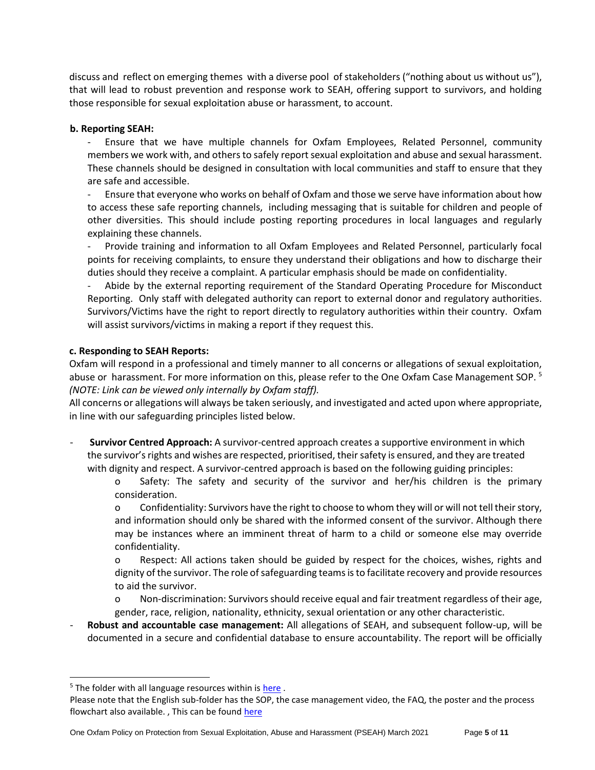discuss and reflect on emerging themes with a diverse pool of stakeholders ("nothing about us without us"), that will lead to robust prevention and response work to SEAH, offering support to survivors, and holding those responsible for sexual exploitation abuse or harassment, to account.

**b. Reporting SEAH:**

- Ensure that we have multiple channels for Oxfam Employees, Related Personnel, community members we work with, and others to safely report sexual exploitation and abuse and sexual harassment. These channels should be designed in consultation with local communities and staff to ensure that they are safe and accessible.
- Ensure that everyone who works on behalf of Oxfam and those we serve have information about how to access these safe reporting channels, including messaging that is suitable for children and people of other diversities. This should include posting reporting procedures in local languages and regularly explaining these channels.
- Provide training and information to all Oxfam Employees and Related Personnel, particularly focal points for receiving complaints, to ensure they understand their obligations and how to discharge their duties should they receive a complaint. A particular emphasis should be made on confidentiality.
- Abide by the external reporting requirement of the Standard Operating Procedure for Misconduct Reporting. Only staff with delegated authority can report to external donor and regulatory authorities. Survivors/Victims have the right to report directly to regulatory authorities within their country. Oxfam will assist survivors/victims in making a report if they request this.

**c. Responding to SEAH Reports:**

Oxfam will respond in a professional and timely manner to all concerns or allegations of sexual exploitation, abuse or harassment. For more information on this, please refer to the One Oxfam Case Management SOP. [5] *(NOTE: Link can be viewed only internally by Oxfam staff).*

All concerns or allegations will always be taken seriously, and investigated and acted upon where appropriate, in line with our safeguarding principles listed below.

- **Survivor Centred Approach:** A survivor-centred approach creates a supportive environment in which the survivor's rights and wishes are respected, prioritised, their safety is ensured, and they are treated with dignity and respect. A survivor-centred approach is based on the following guiding principles:
  - Safety: The safety and security of the survivor and her/his children is the primary consideration.
  - Confidentiality: Survivors have the right to choose to whom they will or will not tell their story, and information should only be shared with the informed consent of the survivor. Although there may be instances where an imminent threat of harm to a child or someone else may override confidentiality.
  - Respect: All actions taken should be guided by respect for the choices, wishes, rights and dignity of the survivor. The role of safeguarding teams is to facilitate recovery and provide resources to aid the survivor.
  - Non-discrimination: Survivors should receive equal and fair treatment regardless of their age, gender, race, religion, nationality, ethnicity, sexual orientation or any other characteristic.
- **Robust and accountable case management:** All allegations of SEAH, and subsequent follow-up, will be documented in a secure and confidential database to ensure accountability. The report will be officially

[5] The folder with all language resources within is here .
Please note that the English sub-folder has the SOP, the case management video, the FAQ, the poster and the process flowchart also available. , This can be found here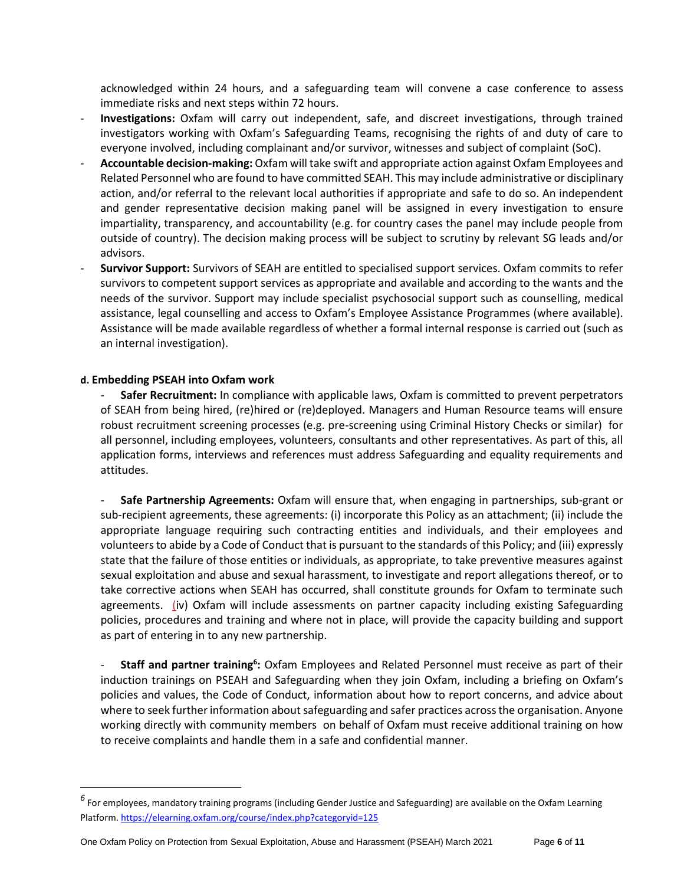acknowledged within 24 hours, and a safeguarding team will convene a case conference to assess immediate risks and next steps within 72 hours.

- **Investigations:** Oxfam will carry out independent, safe, and discreet investigations, through trained investigators working with Oxfam's Safeguarding Teams, recognising the rights of and duty of care to everyone involved, including complainant and/or survivor, witnesses and subject of complaint (SoC).
- **Accountable decision-making:** Oxfam will take swift and appropriate action against Oxfam Employees and Related Personnel who are found to have committed SEAH. This may include administrative or disciplinary action, and/or referral to the relevant local authorities if appropriate and safe to do so. An independent and gender representative decision making panel will be assigned in every investigation to ensure impartiality, transparency, and accountability (e.g. for country cases the panel may include people from outside of country). The decision making process will be subject to scrutiny by relevant SG leads and/or advisors.
- **Survivor Support:** Survivors of SEAH are entitled to specialised support services. Oxfam commits to refer survivors to competent support services as appropriate and available and according to the wants and the needs of the survivor. Support may include specialist psychosocial support such as counselling, medical assistance, legal counselling and access to Oxfam's Employee Assistance Programmes (where available). Assistance will be made available regardless of whether a formal internal response is carried out (such as an internal investigation).

#### d. Embedding PSEAH into Oxfam work

- **Safer Recruitment:** In compliance with applicable laws, Oxfam is committed to prevent perpetrators of SEAH from being hired, (re)hired or (re)deployed. Managers and Human Resource teams will ensure robust recruitment screening processes (e.g. pre-screening using Criminal History Checks or similar) for all personnel, including employees, volunteers, consultants and other representatives. As part of this, all application forms, interviews and references must address Safeguarding and equality requirements and attitudes.

- **Safe Partnership Agreements:** Oxfam will ensure that, when engaging in partnerships, sub-grant or sub-recipient agreements, these agreements: (i) incorporate this Policy as an attachment; (ii) include the appropriate language requiring such contracting entities and individuals, and their employees and volunteers to abide by a Code of Conduct that is pursuant to the standards of this Policy; and (iii) expressly state that the failure of those entities or individuals, as appropriate, to take preventive measures against sexual exploitation and abuse and sexual harassment, to investigate and report allegations thereof, or to take corrective actions when SEAH has occurred, shall constitute grounds for Oxfam to terminate such agreements. (iv) Oxfam will include assessments on partner capacity including existing Safeguarding policies, procedures and training and where not in place, will provide the capacity building and support as part of entering in to any new partnership.

- **Staff and partner training[6]:** Oxfam Employees and Related Personnel must receive as part of their induction trainings on PSEAH and Safeguarding when they join Oxfam, including a briefing on Oxfam's policies and values, the Code of Conduct, information about how to report concerns, and advice about where to seek further information about safeguarding and safer practices across the organisation. Anyone working directly with community members on behalf of Oxfam must receive additional training on how to receive complaints and handle them in a safe and confidential manner.

---

[6] For employees, mandatory training programs (including Gender Justice and Safeguarding) are available on the Oxfam Learning Platform. https://elearning.oxfam.org/course/index.php?categoryid=125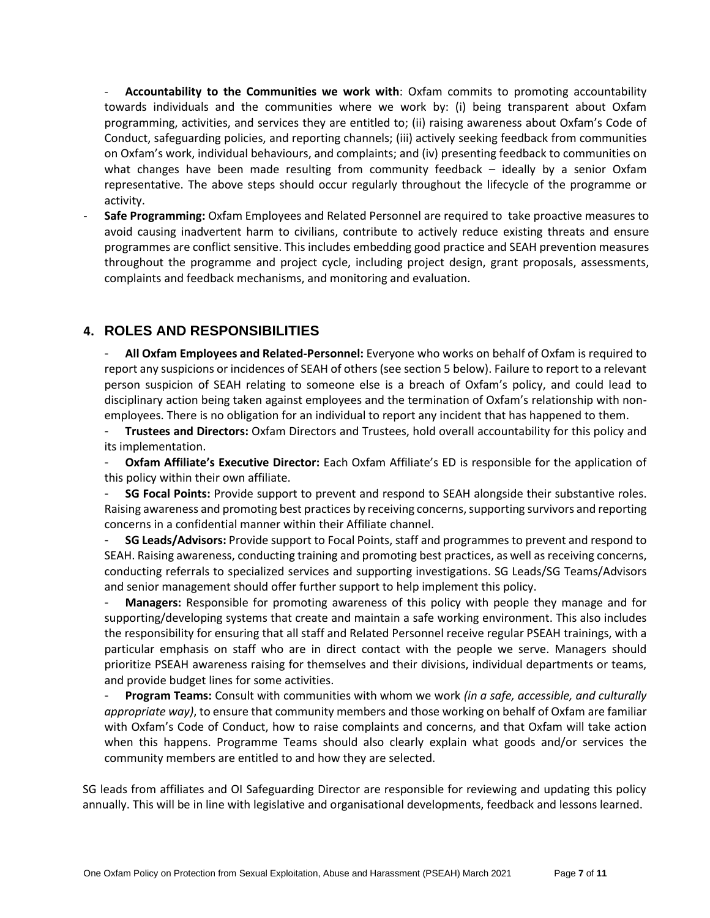- **Accountability to the Communities we work with**: Oxfam commits to promoting accountability towards individuals and the communities where we work by: (i) being transparent about Oxfam programming, activities, and services they are entitled to; (ii) raising awareness about Oxfam's Code of Conduct, safeguarding policies, and reporting channels; (iii) actively seeking feedback from communities on Oxfam's work, individual behaviours, and complaints; and (iv) presenting feedback to communities on what changes have been made resulting from community feedback – ideally by a senior Oxfam representative. The above steps should occur regularly throughout the lifecycle of the programme or activity.
- **Safe Programming:** Oxfam Employees and Related Personnel are required to take proactive measures to avoid causing inadvertent harm to civilians, contribute to actively reduce existing threats and ensure programmes are conflict sensitive. This includes embedding good practice and SEAH prevention measures throughout the programme and project cycle, including project design, grant proposals, assessments, complaints and feedback mechanisms, and monitoring and evaluation.

## 4. ROLES AND RESPONSIBILITIES

- **All Oxfam Employees and Related-Personnel:** Everyone who works on behalf of Oxfam is required to report any suspicions or incidences of SEAH of others (see section 5 below). Failure to report to a relevant person suspicion of SEAH relating to someone else is a breach of Oxfam's policy, and could lead to disciplinary action being taken against employees and the termination of Oxfam's relationship with non-employees. There is no obligation for an individual to report any incident that has happened to them.
- **Trustees and Directors:** Oxfam Directors and Trustees, hold overall accountability for this policy and its implementation.
- **Oxfam Affiliate's Executive Director:** Each Oxfam Affiliate's ED is responsible for the application of this policy within their own affiliate.
- **SG Focal Points:** Provide support to prevent and respond to SEAH alongside their substantive roles. Raising awareness and promoting best practices by receiving concerns, supporting survivors and reporting concerns in a confidential manner within their Affiliate channel.
- **SG Leads/Advisors:** Provide support to Focal Points, staff and programmes to prevent and respond to SEAH. Raising awareness, conducting training and promoting best practices, as well as receiving concerns, conducting referrals to specialized services and supporting investigations. SG Leads/SG Teams/Advisors and senior management should offer further support to help implement this policy.
- **Managers:** Responsible for promoting awareness of this policy with people they manage and for supporting/developing systems that create and maintain a safe working environment. This also includes the responsibility for ensuring that all staff and Related Personnel receive regular PSEAH trainings, with a particular emphasis on staff who are in direct contact with the people we serve. Managers should prioritize PSEAH awareness raising for themselves and their divisions, individual departments or teams, and provide budget lines for some activities.
- **Program Teams:** Consult with communities with whom we work *(in a safe, accessible, and culturally appropriate way)*, to ensure that community members and those working on behalf of Oxfam are familiar with Oxfam's Code of Conduct, how to raise complaints and concerns, and that Oxfam will take action when this happens. Programme Teams should also clearly explain what goods and/or services the community members are entitled to and how they are selected.

SG leads from affiliates and OI Safeguarding Director are responsible for reviewing and updating this policy annually. This will be in line with legislative and organisational developments, feedback and lessons learned.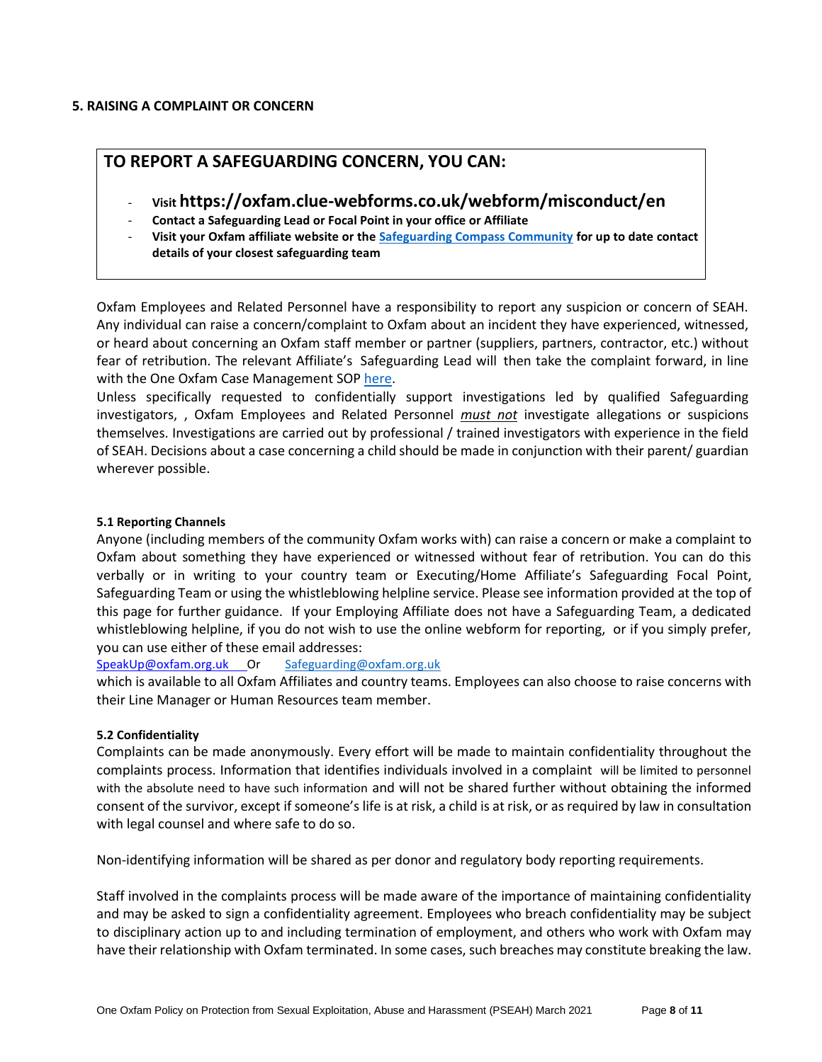## 5. RAISING A COMPLAINT OR CONCERN

**TO REPORT A SAFEGUARDING CONCERN, YOU CAN:**

- **Visit https://oxfam.clue-webforms.co.uk/webform/misconduct/en**
- **Contact a Safeguarding Lead or Focal Point in your office or Affiliate**
- **Visit your Oxfam affiliate website or the Safeguarding Compass Community for up to date contact details of your closest safeguarding team**

Oxfam Employees and Related Personnel have a responsibility to report any suspicion or concern of SEAH. Any individual can raise a concern/complaint to Oxfam about an incident they have experienced, witnessed, or heard about concerning an Oxfam staff member or partner (suppliers, partners, contractor, etc.) without fear of retribution. The relevant Affiliate's Safeguarding Lead will then take the complaint forward, in line with the One Oxfam Case Management SOP here.

Unless specifically requested to confidentially support investigations led by qualified Safeguarding investigators, , Oxfam Employees and Related Personnel ***must not*** investigate allegations or suspicions themselves. Investigations are carried out by professional / trained investigators with experience in the field of SEAH. Decisions about a case concerning a child should be made in conjunction with their parent/ guardian wherever possible.

### 5.1 Reporting Channels

Anyone (including members of the community Oxfam works with) can raise a concern or make a complaint to Oxfam about something they have experienced or witnessed without fear of retribution. You can do this verbally or in writing to your country team or Executing/Home Affiliate's Safeguarding Focal Point, Safeguarding Team or using the whistleblowing helpline service. Please see information provided at the top of this page for further guidance. If your Employing Affiliate does not have a Safeguarding Team, a dedicated whistleblowing helpline, if you do not wish to use the online webform for reporting, or if you simply prefer, you can use either of these email addresses:

SpeakUp@oxfam.org.uk Or Safeguarding@oxfam.org.uk

which is available to all Oxfam Affiliates and country teams. Employees can also choose to raise concerns with their Line Manager or Human Resources team member.

### 5.2 Confidentiality

Complaints can be made anonymously. Every effort will be made to maintain confidentiality throughout the complaints process. Information that identifies individuals involved in a complaint will be limited to personnel with the absolute need to have such information and will not be shared further without obtaining the informed consent of the survivor, except if someone's life is at risk, a child is at risk, or as required by law in consultation with legal counsel and where safe to do so.

Non-identifying information will be shared as per donor and regulatory body reporting requirements.

Staff involved in the complaints process will be made aware of the importance of maintaining confidentiality and may be asked to sign a confidentiality agreement. Employees who breach confidentiality may be subject to disciplinary action up to and including termination of employment, and others who work with Oxfam may have their relationship with Oxfam terminated. In some cases, such breaches may constitute breaking the law.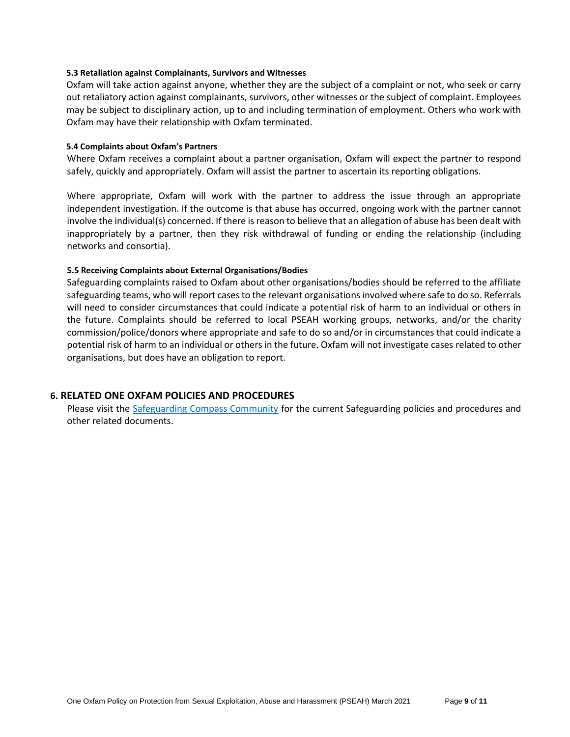#### 5.3 Retaliation against Complainants, Survivors and Witnesses

Oxfam will take action against anyone, whether they are the subject of a complaint or not, who seek or carry out retaliatory action against complainants, survivors, other witnesses or the subject of complaint. Employees may be subject to disciplinary action, up to and including termination of employment. Others who work with Oxfam may have their relationship with Oxfam terminated.

#### 5.4 Complaints about Oxfam's Partners

Where Oxfam receives a complaint about a partner organisation, Oxfam will expect the partner to respond safely, quickly and appropriately. Oxfam will assist the partner to ascertain its reporting obligations.

Where appropriate, Oxfam will work with the partner to address the issue through an appropriate independent investigation. If the outcome is that abuse has occurred, ongoing work with the partner cannot involve the individual(s) concerned. If there is reason to believe that an allegation of abuse has been dealt with inappropriately by a partner, then they risk withdrawal of funding or ending the relationship (including networks and consortia).

#### 5.5 Receiving Complaints about External Organisations/Bodies

Safeguarding complaints raised to Oxfam about other organisations/bodies should be referred to the affiliate safeguarding teams, who will report cases to the relevant organisations involved where safe to do so. Referrals will need to consider circumstances that could indicate a potential risk of harm to an individual or others in the future. Complaints should be referred to local PSEAH working groups, networks, and/or the charity commission/police/donors where appropriate and safe to do so and/or in circumstances that could indicate a potential risk of harm to an individual or others in the future. Oxfam will not investigate cases related to other organisations, but does have an obligation to report.

## 6. RELATED ONE OXFAM POLICIES AND PROCEDURES

Please visit the [Safeguarding Compass Community] for the current Safeguarding policies and procedures and other related documents.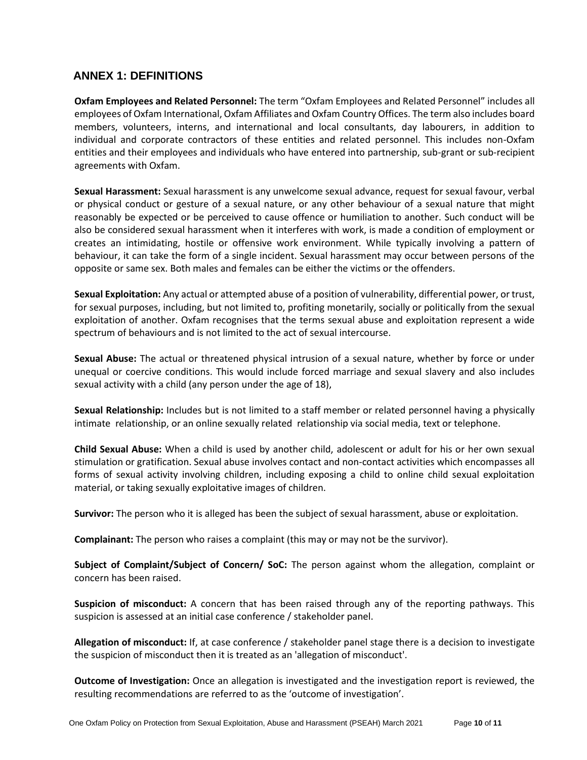## ANNEX 1: DEFINITIONS

**Oxfam Employees and Related Personnel:** The term "Oxfam Employees and Related Personnel" includes all employees of Oxfam International, Oxfam Affiliates and Oxfam Country Offices. The term also includes board members, volunteers, interns, and international and local consultants, day labourers, in addition to individual and corporate contractors of these entities and related personnel. This includes non-Oxfam entities and their employees and individuals who have entered into partnership, sub-grant or sub-recipient agreements with Oxfam.

**Sexual Harassment:** Sexual harassment is any unwelcome sexual advance, request for sexual favour, verbal or physical conduct or gesture of a sexual nature, or any other behaviour of a sexual nature that might reasonably be expected or be perceived to cause offence or humiliation to another. Such conduct will be also be considered sexual harassment when it interferes with work, is made a condition of employment or creates an intimidating, hostile or offensive work environment. While typically involving a pattern of behaviour, it can take the form of a single incident. Sexual harassment may occur between persons of the opposite or same sex. Both males and females can be either the victims or the offenders.

**Sexual Exploitation:** Any actual or attempted abuse of a position of vulnerability, differential power, or trust, for sexual purposes, including, but not limited to, profiting monetarily, socially or politically from the sexual exploitation of another. Oxfam recognises that the terms sexual abuse and exploitation represent a wide spectrum of behaviours and is not limited to the act of sexual intercourse.

**Sexual Abuse:** The actual or threatened physical intrusion of a sexual nature, whether by force or under unequal or coercive conditions. This would include forced marriage and sexual slavery and also includes sexual activity with a child (any person under the age of 18),

**Sexual Relationship:** Includes but is not limited to a staff member or related personnel having a physically intimate relationship, or an online sexually related relationship via social media, text or telephone.

**Child Sexual Abuse:** When a child is used by another child, adolescent or adult for his or her own sexual stimulation or gratification. Sexual abuse involves contact and non-contact activities which encompasses all forms of sexual activity involving children, including exposing a child to online child sexual exploitation material, or taking sexually exploitative images of children.

**Survivor:** The person who it is alleged has been the subject of sexual harassment, abuse or exploitation.

**Complainant:** The person who raises a complaint (this may or may not be the survivor).

**Subject of Complaint/Subject of Concern/ SoC:** The person against whom the allegation, complaint or concern has been raised.

**Suspicion of misconduct:** A concern that has been raised through any of the reporting pathways. This suspicion is assessed at an initial case conference / stakeholder panel.

**Allegation of misconduct:** If, at case conference / stakeholder panel stage there is a decision to investigate the suspicion of misconduct then it is treated as an 'allegation of misconduct'.

**Outcome of Investigation:** Once an allegation is investigated and the investigation report is reviewed, the resulting recommendations are referred to as the 'outcome of investigation'.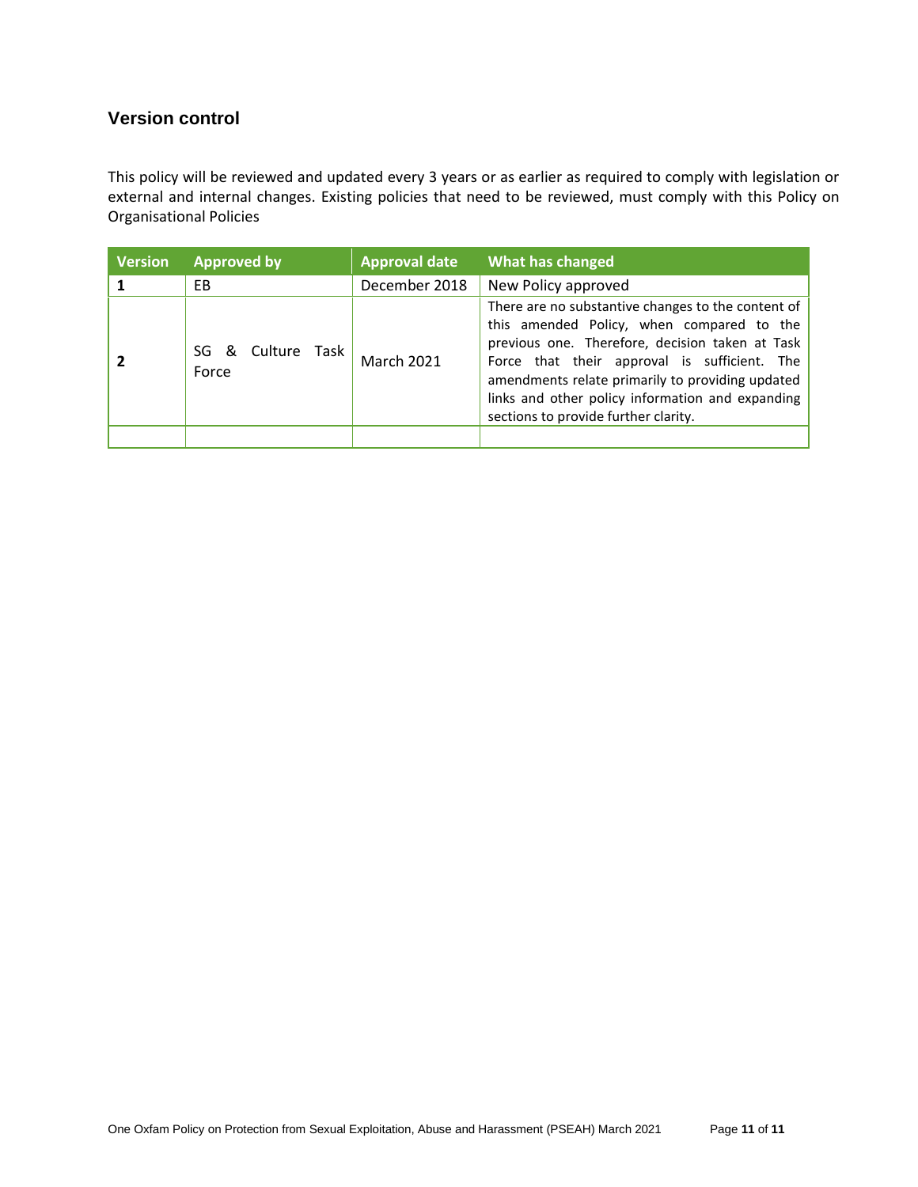## Version control

This policy will be reviewed and updated every 3 years or as earlier as required to comply with legislation or external and internal changes. Existing policies that need to be reviewed, must comply with this Policy on Organisational Policies

| Version | Approved by | Approval date | What has changed |
|---|---|---|---|
| 1 | EB | December 2018 | New Policy approved |
| 2 | SG & Culture Task Force | March 2021 | There are no substantive changes to the content of this amended Policy, when compared to the previous one. Therefore, decision taken at Task Force that their approval is sufficient. The amendments relate primarily to providing updated links and other policy information and expanding sections to provide further clarity. |
| | | | |